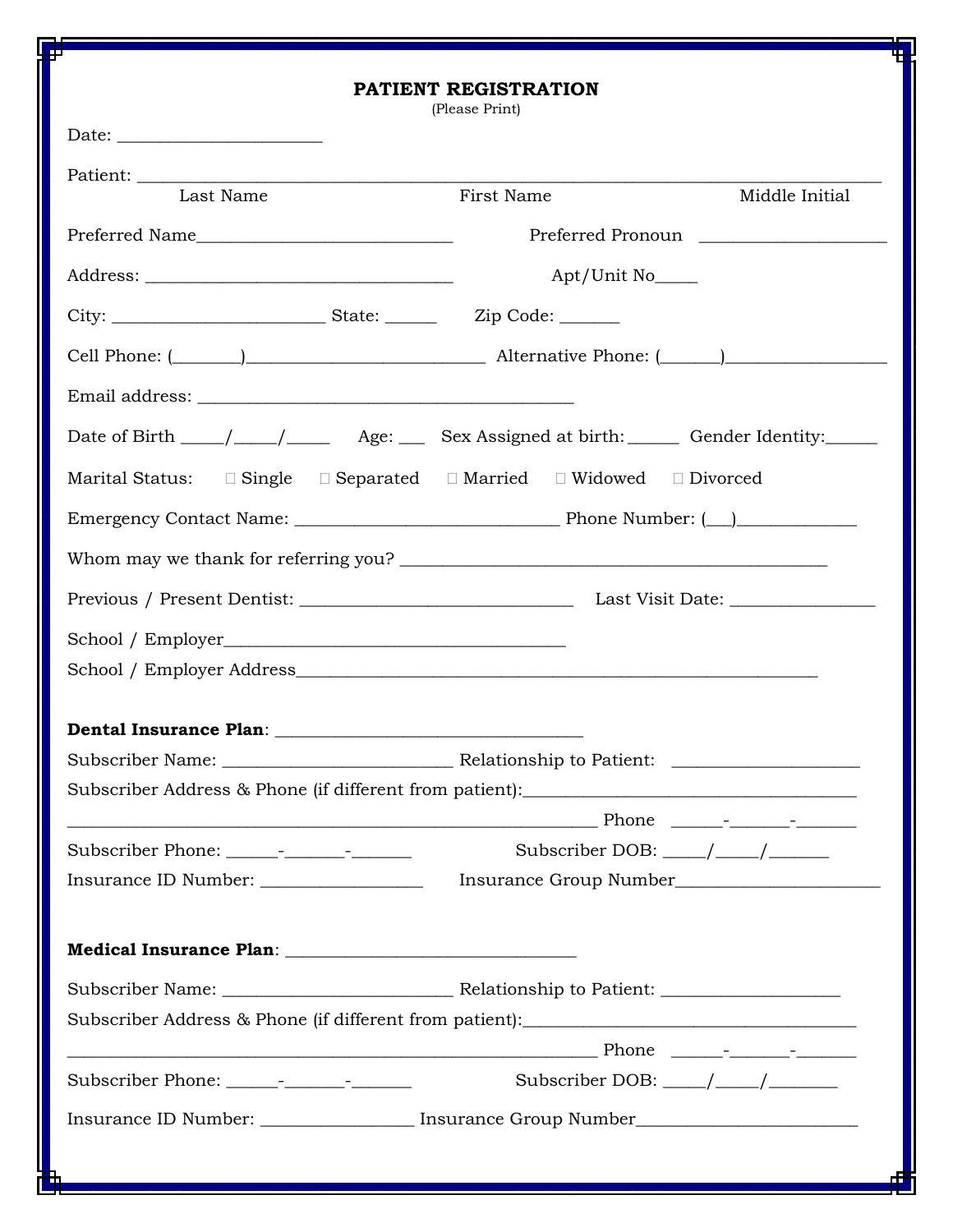# PATIENT REGISTRATION

(Please Print)

Date: ______________________

Patient: ______________________________________________________________________________
Last Name First Name Middle Initial

Preferred Name____________________________ Preferred Pronoun ____________________

Address: __________________________________ Apt/Unit No_____

City: _______________________ State: ______ Zip Code: _______

Cell Phone: (_______)_________________________ Alternative Phone: (_______)_________________

Email address: _________________________________________

Date of Birth _____/_____/_____ Age: ___ Sex Assigned at birth:______ Gender Identity:______

Marital Status: ☐ Single ☐ Separated ☐ Married ☐ Widowed ☐ Divorced

Emergency Contact Name: ____________________________ Phone Number: (___)_____________

Whom may we thank for referring you? _______________________________________________

Previous / Present Dentist: ______________________________ Last Visit Date: ________________

School / Employer_____________________________________

School / Employer Address_________________________________________________________

**Dental Insurance Plan**: _________________________________

Subscriber Name: _________________________ Relationship to Patient: ____________________

Subscriber Address & Phone (if different from patient):_____________________________________

___________________________________________________________ Phone ______-_______-_______

Subscriber Phone: ______-_______-_______ Subscriber DOB: _____/_____/_______

Insurance ID Number: __________________ Insurance Group Number______________________

**Medical Insurance Plan**: _______________________________

Subscriber Name: _________________________ Relationship to Patient: ____________________

Subscriber Address & Phone (if different from patient):_____________________________________

___________________________________________________________ Phone ______-_______-_______

Subscriber Phone: ______-_______-_______ Subscriber DOB: _____/_____/________

Insurance ID Number: _________________ Insurance Group Number________________________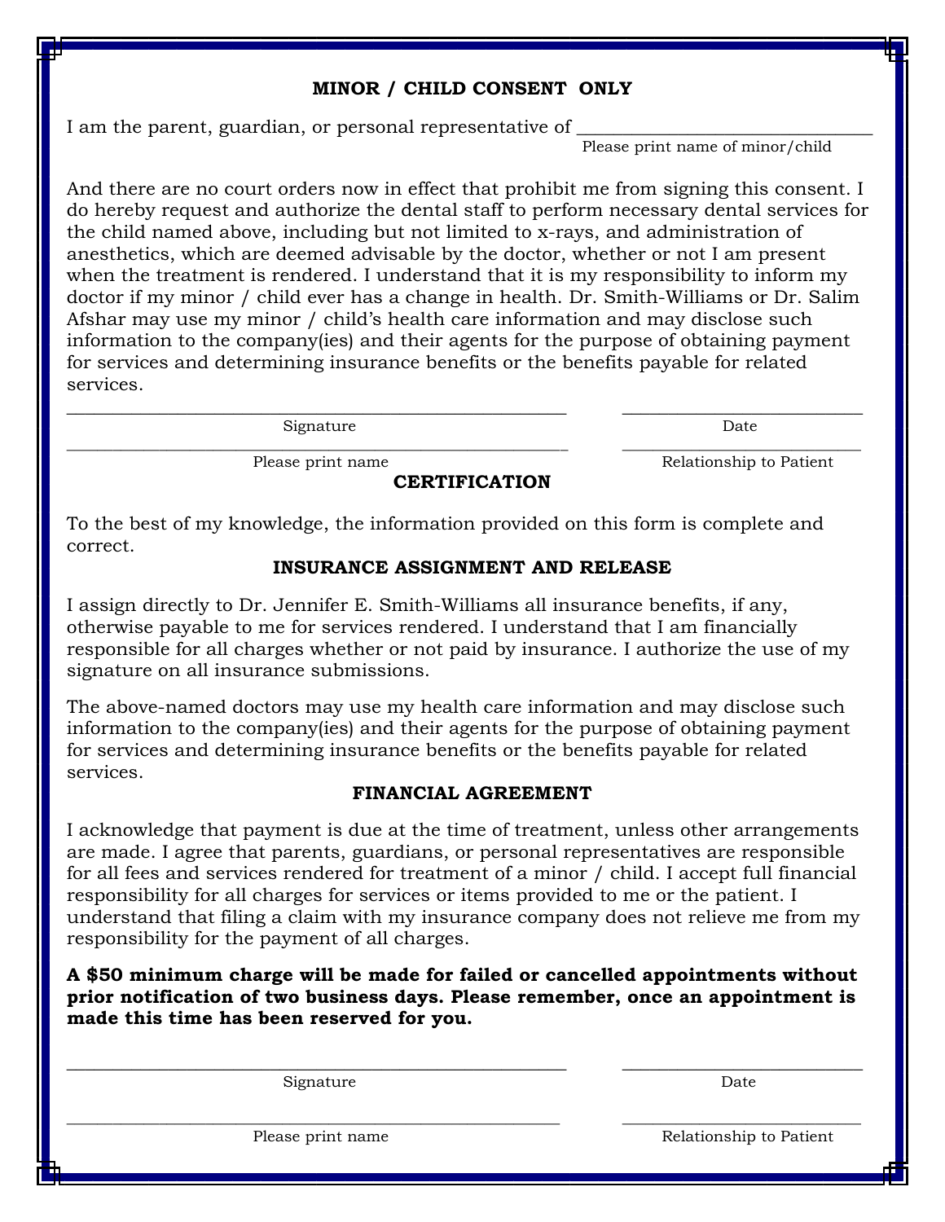## MINOR / CHILD CONSENT ONLY

I am the parent, guardian, or personal representative of ________________________________
Please print name of minor/child

And there are no court orders now in effect that prohibit me from signing this consent. I do hereby request and authorize the dental staff to perform necessary dental services for the child named above, including but not limited to x-rays, and administration of anesthetics, which are deemed advisable by the doctor, whether or not I am present when the treatment is rendered. I understand that it is my responsibility to inform my doctor if my minor / child ever has a change in health. Dr. Smith-Williams or Dr. Salim Afshar may use my minor / child's health care information and may disclose such information to the company(ies) and their agents for the purpose of obtaining payment for services and determining insurance benefits or the benefits payable for related services.

______________________________________________ ______________________
Signature Date

______________________________________________ ______________________
Please print name Relationship to Patient

## CERTIFICATION

To the best of my knowledge, the information provided on this form is complete and correct.

## INSURANCE ASSIGNMENT AND RELEASE

I assign directly to Dr. Jennifer E. Smith-Williams all insurance benefits, if any, otherwise payable to me for services rendered. I understand that I am financially responsible for all charges whether or not paid by insurance. I authorize the use of my signature on all insurance submissions.

The above-named doctors may use my health care information and may disclose such information to the company(ies) and their agents for the purpose of obtaining payment for services and determining insurance benefits or the benefits payable for related services.

## FINANCIAL AGREEMENT

I acknowledge that payment is due at the time of treatment, unless other arrangements are made. I agree that parents, guardians, or personal representatives are responsible for all fees and services rendered for treatment of a minor / child. I accept full financial responsibility for all charges for services or items provided to me or the patient. I understand that filing a claim with my insurance company does not relieve me from my responsibility for the payment of all charges.

**A $50 minimum charge will be made for failed or cancelled appointments without prior notification of two business days. Please remember, once an appointment is made this time has been reserved for you.**

______________________________________________ ______________________
Signature Date

______________________________________________ ______________________
Please print name Relationship to Patient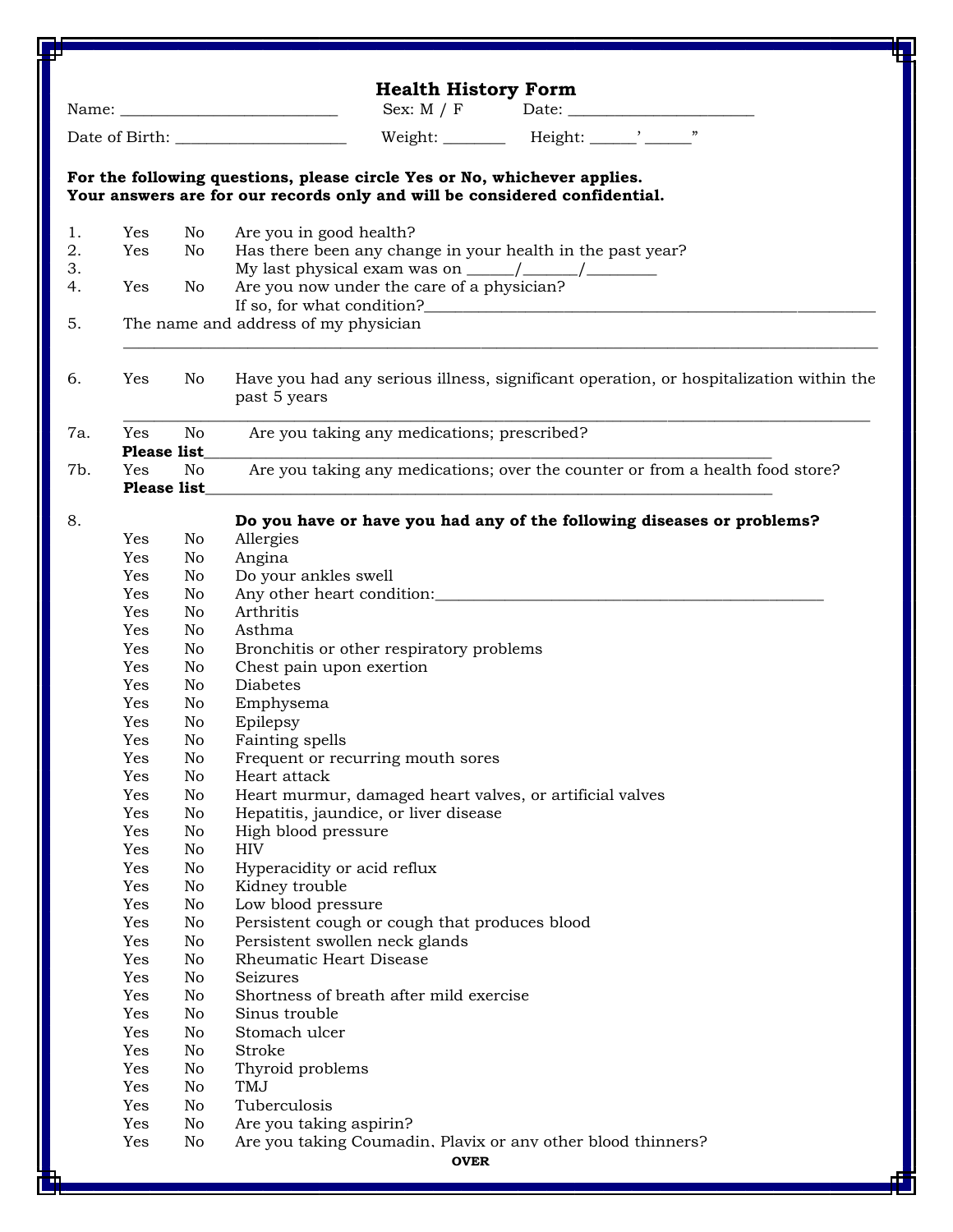# Health History Form

Name: ___________________________ Sex: M / F Date: ________________________

Date of Birth: _____________________ Weight: ________ Height: ______' ______"

**For the following questions, please circle Yes or No, whichever applies.**
**Your answers are for our records only and will be considered confidential.**

1. Yes No Are you in good health?
2. Yes No Has there been any change in your health in the past year?
3. My last physical exam was on ______/_______/_________
4. Yes No Are you now under the care of a physician?
   If so, for what condition?___________________________________________________________
5. The name and address of my physician
   _____________________________________________________________________________________________

6. Yes No Have you had any serious illness, significant operation, or hospitalization within the past 5 years
   _____________________________________________________________________________________________

7a. Yes No Are you taking any medications; prescribed?
   **Please list**_________________________________________________________________________

7b. Yes No Are you taking any medications; over the counter or from a health food store?
   **Please list**_________________________________________________________________________

8. **Do you have or have you had any of the following diseases or problems?**

| | | |
|---|---|---|
| Yes | No | Allergies |
| Yes | No | Angina |
| Yes | No | Do your ankles swell |
| Yes | No | Any other heart condition:_________________________________________________ |
| Yes | No | Arthritis |
| Yes | No | Asthma |
| Yes | No | Bronchitis or other respiratory problems |
| Yes | No | Chest pain upon exertion |
| Yes | No | Diabetes |
| Yes | No | Emphysema |
| Yes | No | Epilepsy |
| Yes | No | Fainting spells |
| Yes | No | Frequent or recurring mouth sores |
| Yes | No | Heart attack |
| Yes | No | Heart murmur, damaged heart valves, or artificial valves |
| Yes | No | Hepatitis, jaundice, or liver disease |
| Yes | No | High blood pressure |
| Yes | No | HIV |
| Yes | No | Hyperacidity or acid reflux |
| Yes | No | Kidney trouble |
| Yes | No | Low blood pressure |
| Yes | No | Persistent cough or cough that produces blood |
| Yes | No | Persistent swollen neck glands |
| Yes | No | Rheumatic Heart Disease |
| Yes | No | Seizures |
| Yes | No | Shortness of breath after mild exercise |
| Yes | No | Sinus trouble |
| Yes | No | Stomach ulcer |
| Yes | No | Stroke |
| Yes | No | Thyroid problems |
| Yes | No | TMJ |
| Yes | No | Tuberculosis |
| Yes | No | Are you taking aspirin? |
| Yes | No | Are you taking Coumadin, Plavix or any other blood thinners? |

**OVER**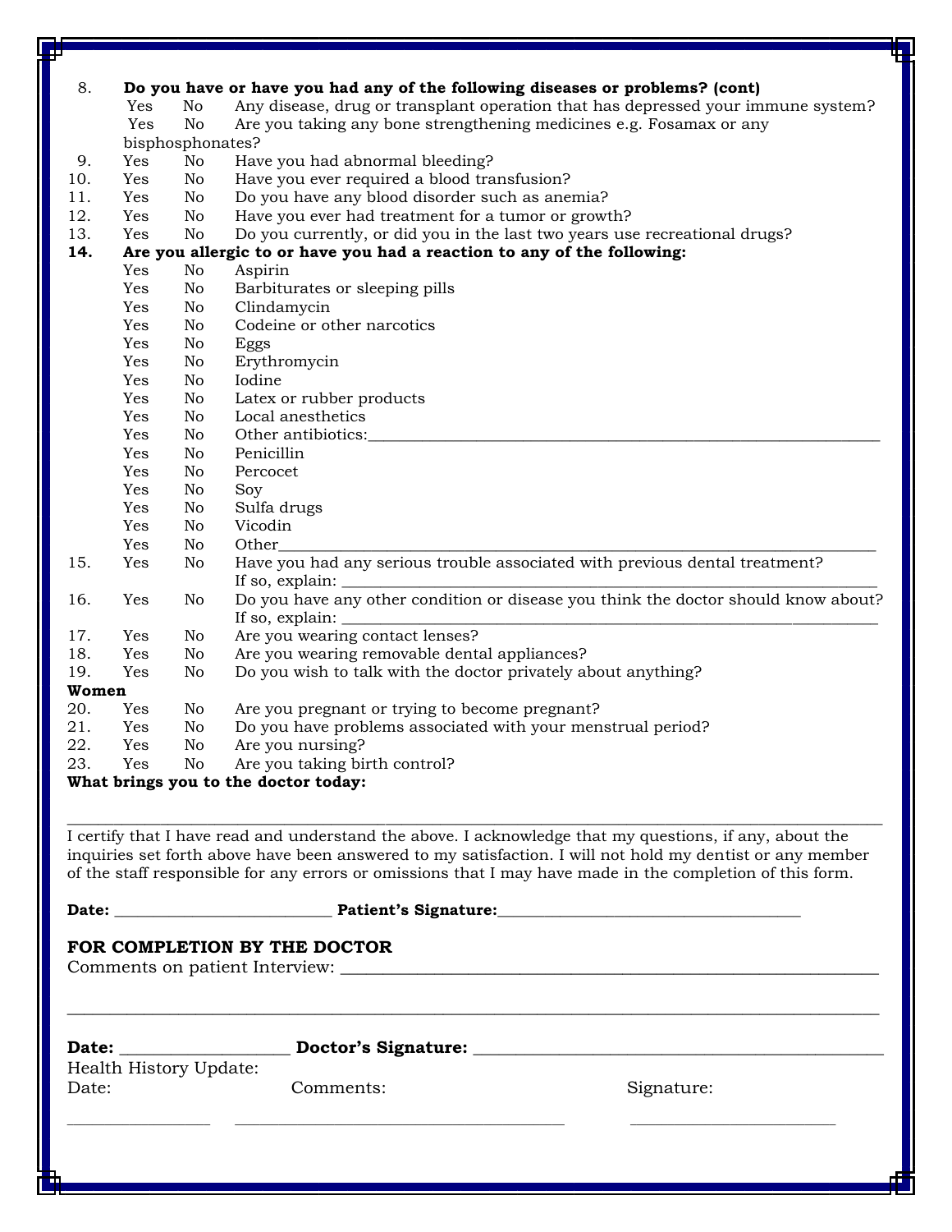8. **Do you have or have you had any of the following diseases or problems? (cont)**

Yes No Any disease, drug or transplant operation that has depressed your immune system?

Yes No Are you taking any bone strengthening medicines e.g. Fosamax or any bisphosphonates?

9. Yes No Have you had abnormal bleeding?
10. Yes No Have you ever required a blood transfusion?
11. Yes No Do you have any blood disorder such as anemia?
12. Yes No Have you ever had treatment for a tumor or growth?
13. Yes No Do you currently, or did you in the last two years use recreational drugs?

**14. Are you allergic to or have you had a reaction to any of the following:**

Yes No Aspirin
Yes No Barbiturates or sleeping pills
Yes No Clindamycin
Yes No Codeine or other narcotics
Yes No Eggs
Yes No Erythromycin
Yes No Iodine
Yes No Latex or rubber products
Yes No Local anesthetics
Yes No Other antibiotics:________________________________
Yes No Penicillin
Yes No Percocet
Yes No Soy
Yes No Sulfa drugs
Yes No Vicodin
Yes No Other________________________________

15. Yes No Have you had any serious trouble associated with previous dental treatment?
If so, explain: ________________________________
16. Yes No Do you have any other condition or disease you think the doctor should know about?
If so, explain: ________________________________
17. Yes No Are you wearing contact lenses?
18. Yes No Are you wearing removable dental appliances?
19. Yes No Do you wish to talk with the doctor privately about anything?

**Women**

20. Yes No Are you pregnant or trying to become pregnant?
21. Yes No Do you have problems associated with your menstrual period?
22. Yes No Are you nursing?
23. Yes No Are you taking birth control?

**What brings you to the doctor today:**

________________________________________________________________

I certify that I have read and understand the above. I acknowledge that my questions, if any, about the inquiries set forth above have been answered to my satisfaction. I will not hold my dentist or any member of the staff responsible for any errors or omissions that I may have made in the completion of this form.

**Date:** ____________________ **Patient's Signature:**____________________________

**FOR COMPLETION BY THE DOCTOR**

Comments on patient Interview: ________________________________________________

________________________________________________________________

**Date:** ______________ **Doctor's Signature:** ____________________________________

Health History Update:

| Date: | Comments: | Signature: |
|---|---|---|
| ____________ | ____________________________ | __________________ |